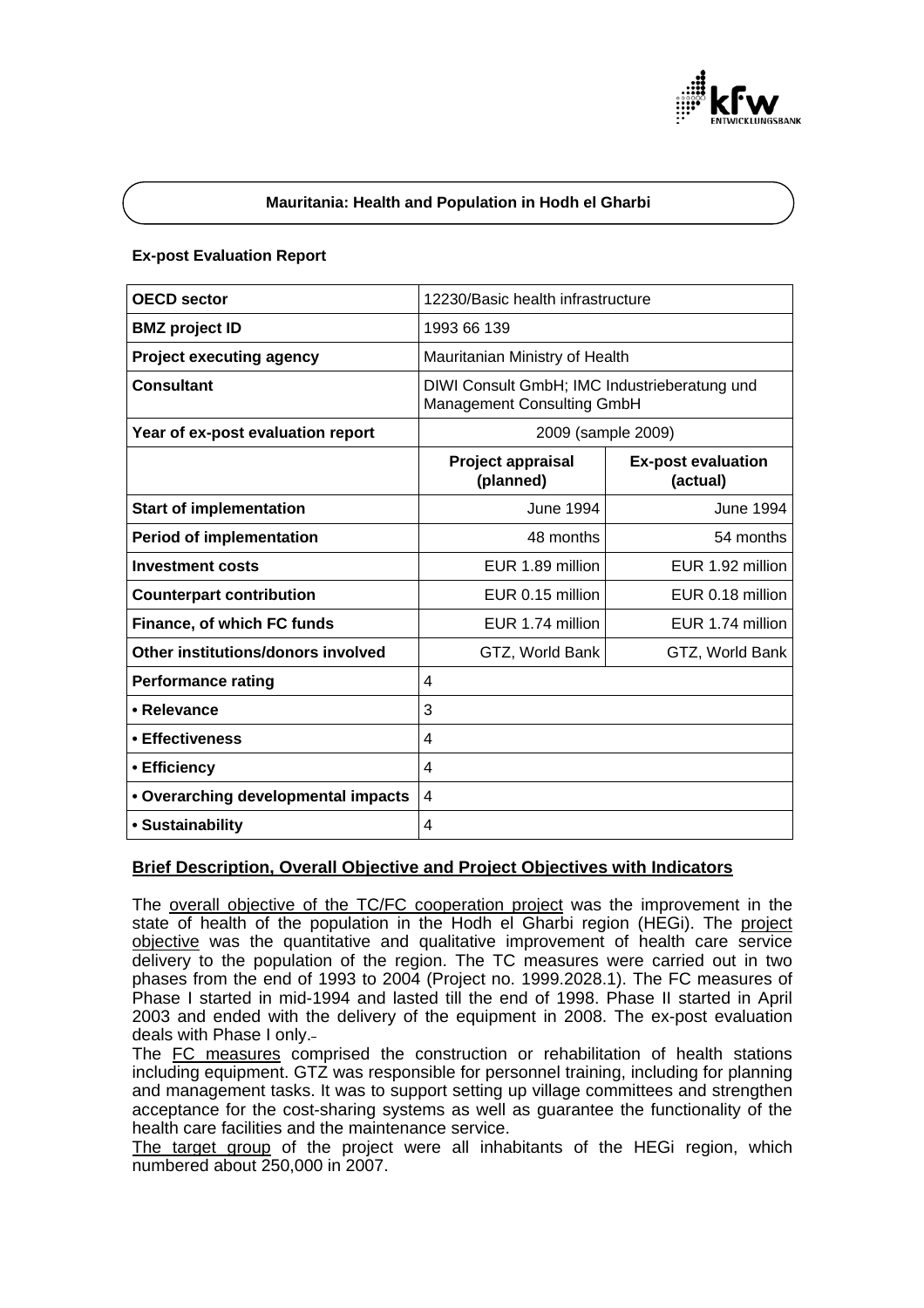**Mauritania: Health and Population in Hodh el Gharbi**

**Ex-post Evaluation Report**

| **OECD sector** | 12230/Basic health infrastructure | |
|---|---|---|
| **BMZ project ID** | 1993 66 139 | |
| **Project executing agency** | Mauritanian Ministry of Health | |
| **Consultant** | DIWI Consult GmbH; IMC Industrieberatung und Management Consulting GmbH | |
| **Year of ex-post evaluation report** | 2009 (sample 2009) | |
| | **Project appraisal (planned)** | **Ex-post evaluation (actual)** |
| **Start of implementation** | June 1994 | June 1994 |
| **Period of implementation** | 48 months | 54 months |
| **Investment costs** | EUR 1.89 million | EUR 1.92 million |
| **Counterpart contribution** | EUR 0.15 million | EUR 0.18 million |
| **Finance, of which FC funds** | EUR 1.74 million | EUR 1.74 million |
| **Other institutions/donors involved** | GTZ, World Bank | GTZ, World Bank |
| **Performance rating** | 4 | |
| **• Relevance** | 3 | |
| **• Effectiveness** | 4 | |
| **• Efficiency** | 4 | |
| **• Overarching developmental impacts** | 4 | |
| **• Sustainability** | 4 | |

## Brief Description, Overall Objective and Project Objectives with Indicators

The overall objective of the TC/FC cooperation project was the improvement in the state of health of the population in the Hodh el Gharbi region (HEGi). The project objective was the quantitative and qualitative improvement of health care service delivery to the population of the region. The TC measures were carried out in two phases from the end of 1993 to 2004 (Project no. 1999.2028.1). The FC measures of Phase I started in mid-1994 and lasted till the end of 1998. Phase II started in April 2003 and ended with the delivery of the equipment in 2008. The ex-post evaluation deals with Phase I only.

The FC measures comprised the construction or rehabilitation of health stations including equipment. GTZ was responsible for personnel training, including for planning and management tasks. It was to support setting up village committees and strengthen acceptance for the cost-sharing systems as well as guarantee the functionality of the health care facilities and the maintenance service.

The target group of the project were all inhabitants of the HEGi region, which numbered about 250,000 in 2007.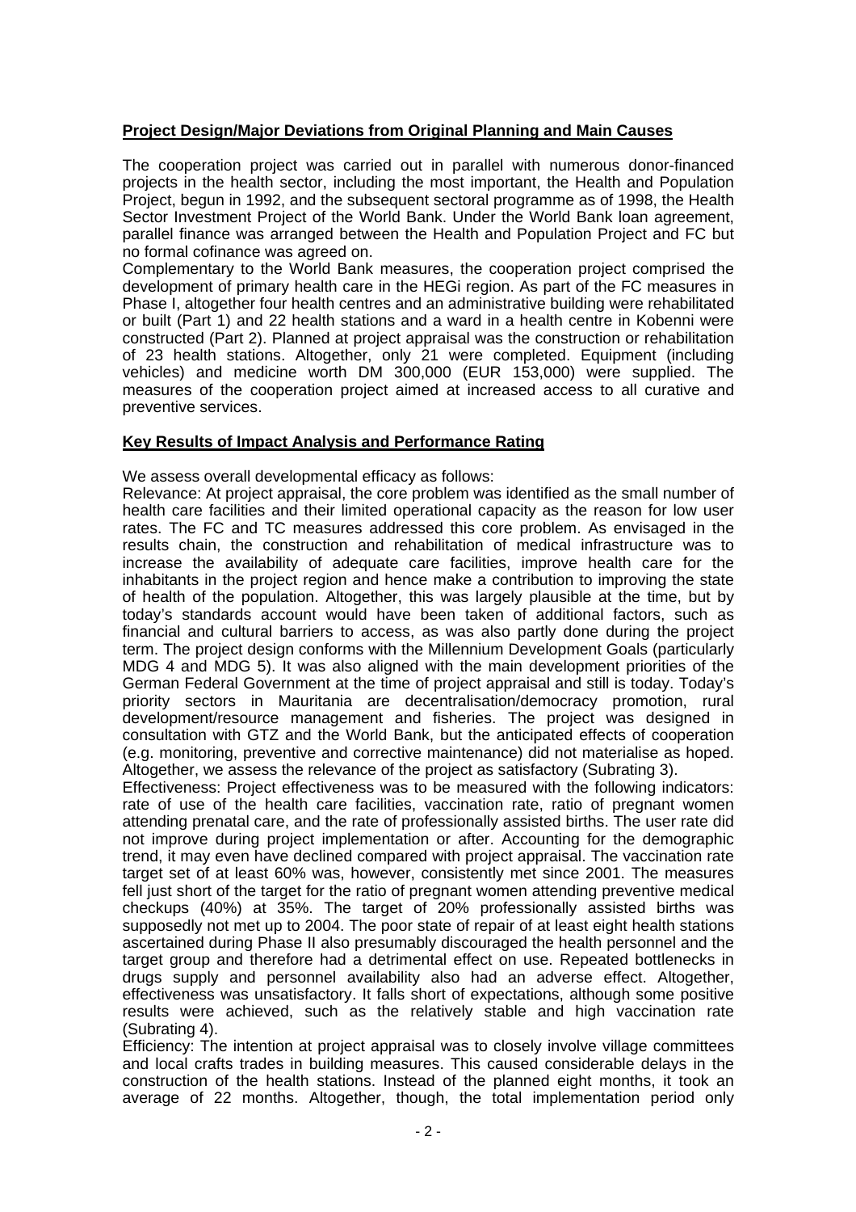**Project Design/Major Deviations from Original Planning and Main Causes**

The cooperation project was carried out in parallel with numerous donor-financed projects in the health sector, including the most important, the Health and Population Project, begun in 1992, and the subsequent sectoral programme as of 1998, the Health Sector Investment Project of the World Bank. Under the World Bank loan agreement, parallel finance was arranged between the Health and Population Project and FC but no formal cofinance was agreed on.

Complementary to the World Bank measures, the cooperation project comprised the development of primary health care in the HEGi region. As part of the FC measures in Phase I, altogether four health centres and an administrative building were rehabilitated or built (Part 1) and 22 health stations and a ward in a health centre in Kobenni were constructed (Part 2). Planned at project appraisal was the construction or rehabilitation of 23 health stations. Altogether, only 21 were completed. Equipment (including vehicles) and medicine worth DM 300,000 (EUR 153,000) were supplied. The measures of the cooperation project aimed at increased access to all curative and preventive services.

**Key Results of Impact Analysis and Performance Rating**

We assess overall developmental efficacy as follows:

Relevance: At project appraisal, the core problem was identified as the small number of health care facilities and their limited operational capacity as the reason for low user rates. The FC and TC measures addressed this core problem. As envisaged in the results chain, the construction and rehabilitation of medical infrastructure was to increase the availability of adequate care facilities, improve health care for the inhabitants in the project region and hence make a contribution to improving the state of health of the population. Altogether, this was largely plausible at the time, but by today's standards account would have been taken of additional factors, such as financial and cultural barriers to access, as was also partly done during the project term. The project design conforms with the Millennium Development Goals (particularly MDG 4 and MDG 5). It was also aligned with the main development priorities of the German Federal Government at the time of project appraisal and still is today. Today's priority sectors in Mauritania are decentralisation/democracy promotion, rural development/resource management and fisheries. The project was designed in consultation with GTZ and the World Bank, but the anticipated effects of cooperation (e.g. monitoring, preventive and corrective maintenance) did not materialise as hoped. Altogether, we assess the relevance of the project as satisfactory (Subrating 3).

Effectiveness: Project effectiveness was to be measured with the following indicators: rate of use of the health care facilities, vaccination rate, ratio of pregnant women attending prenatal care, and the rate of professionally assisted births. The user rate did not improve during project implementation or after. Accounting for the demographic trend, it may even have declined compared with project appraisal. The vaccination rate target set of at least 60% was, however, consistently met since 2001. The measures fell just short of the target for the ratio of pregnant women attending preventive medical checkups (40%) at 35%. The target of 20% professionally assisted births was supposedly not met up to 2004. The poor state of repair of at least eight health stations ascertained during Phase II also presumably discouraged the health personnel and the target group and therefore had a detrimental effect on use. Repeated bottlenecks in drugs supply and personnel availability also had an adverse effect. Altogether, effectiveness was unsatisfactory. It falls short of expectations, although some positive results were achieved, such as the relatively stable and high vaccination rate (Subrating 4).

Efficiency: The intention at project appraisal was to closely involve village committees and local crafts trades in building measures. This caused considerable delays in the construction of the health stations. Instead of the planned eight months, it took an average of 22 months. Altogether, though, the total implementation period only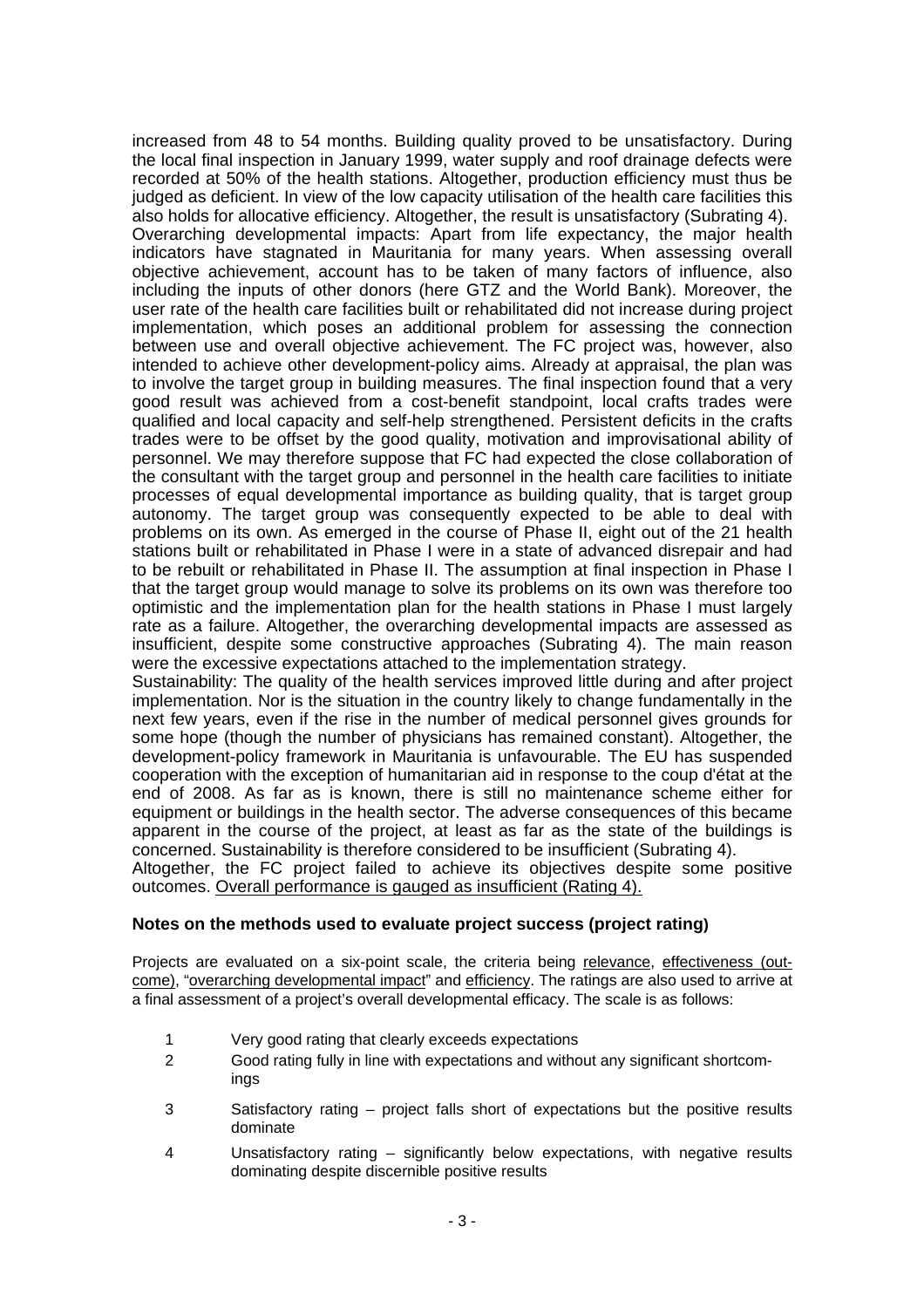increased from 48 to 54 months. Building quality proved to be unsatisfactory. During the local final inspection in January 1999, water supply and roof drainage defects were recorded at 50% of the health stations. Altogether, production efficiency must thus be judged as deficient. In view of the low capacity utilisation of the health care facilities this also holds for allocative efficiency. Altogether, the result is unsatisfactory (Subrating 4).

Overarching developmental impacts: Apart from life expectancy, the major health indicators have stagnated in Mauritania for many years. When assessing overall objective achievement, account has to be taken of many factors of influence, also including the inputs of other donors (here GTZ and the World Bank). Moreover, the user rate of the health care facilities built or rehabilitated did not increase during project implementation, which poses an additional problem for assessing the connection between use and overall objective achievement. The FC project was, however, also intended to achieve other development-policy aims. Already at appraisal, the plan was to involve the target group in building measures. The final inspection found that a very good result was achieved from a cost-benefit standpoint, local crafts trades were qualified and local capacity and self-help strengthened. Persistent deficits in the crafts trades were to be offset by the good quality, motivation and improvisational ability of personnel. We may therefore suppose that FC had expected the close collaboration of the consultant with the target group and personnel in the health care facilities to initiate processes of equal developmental importance as building quality, that is target group autonomy. The target group was consequently expected to be able to deal with problems on its own. As emerged in the course of Phase II, eight out of the 21 health stations built or rehabilitated in Phase I were in a state of advanced disrepair and had to be rebuilt or rehabilitated in Phase II. The assumption at final inspection in Phase I that the target group would manage to solve its problems on its own was therefore too optimistic and the implementation plan for the health stations in Phase I must largely rate as a failure. Altogether, the overarching developmental impacts are assessed as insufficient, despite some constructive approaches (Subrating 4). The main reason were the excessive expectations attached to the implementation strategy.

Sustainability: The quality of the health services improved little during and after project implementation. Nor is the situation in the country likely to change fundamentally in the next few years, even if the rise in the number of medical personnel gives grounds for some hope (though the number of physicians has remained constant). Altogether, the development-policy framework in Mauritania is unfavourable. The EU has suspended cooperation with the exception of humanitarian aid in response to the coup d'état at the end of 2008. As far as is known, there is still no maintenance scheme either for equipment or buildings in the health sector. The adverse consequences of this became apparent in the course of the project, at least as far as the state of the buildings is concerned. Sustainability is therefore considered to be insufficient (Subrating 4).

Altogether, the FC project failed to achieve its objectives despite some positive outcomes. Overall performance is gauged as insufficient (Rating 4).

### Notes on the methods used to evaluate project success (project rating)

Projects are evaluated on a six-point scale, the criteria being relevance, effectiveness (outcome), "overarching developmental impact" and efficiency. The ratings are also used to arrive at a final assessment of a project's overall developmental efficacy. The scale is as follows:

1. Very good rating that clearly exceeds expectations
2. Good rating fully in line with expectations and without any significant shortcomings
3. Satisfactory rating – project falls short of expectations but the positive results dominate
4. Unsatisfactory rating – significantly below expectations, with negative results dominating despite discernible positive results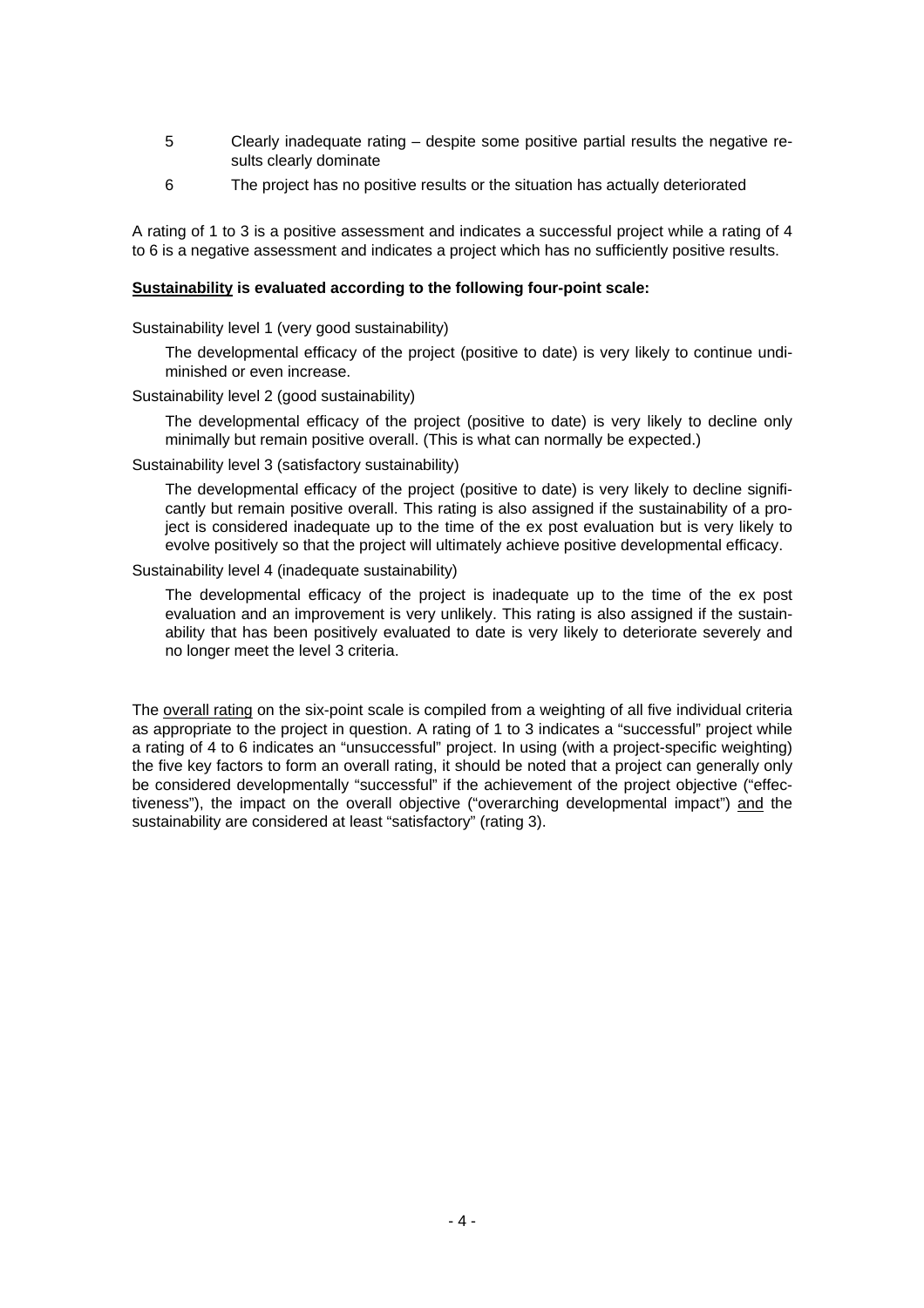5 Clearly inadequate rating – despite some positive partial results the negative results clearly dominate

6 The project has no positive results or the situation has actually deteriorated

A rating of 1 to 3 is a positive assessment and indicates a successful project while a rating of 4 to 6 is a negative assessment and indicates a project which has no sufficiently positive results.

**Sustainability is evaluated according to the following four-point scale:**

Sustainability level 1 (very good sustainability)

> The developmental efficacy of the project (positive to date) is very likely to continue undiminished or even increase.

Sustainability level 2 (good sustainability)

> The developmental efficacy of the project (positive to date) is very likely to decline only minimally but remain positive overall. (This is what can normally be expected.)

Sustainability level 3 (satisfactory sustainability)

> The developmental efficacy of the project (positive to date) is very likely to decline significantly but remain positive overall. This rating is also assigned if the sustainability of a project is considered inadequate up to the time of the ex post evaluation but is very likely to evolve positively so that the project will ultimately achieve positive developmental efficacy.

Sustainability level 4 (inadequate sustainability)

> The developmental efficacy of the project is inadequate up to the time of the ex post evaluation and an improvement is very unlikely. This rating is also assigned if the sustainability that has been positively evaluated to date is very likely to deteriorate severely and no longer meet the level 3 criteria.

The overall rating on the six-point scale is compiled from a weighting of all five individual criteria as appropriate to the project in question. A rating of 1 to 3 indicates a "successful" project while a rating of 4 to 6 indicates an "unsuccessful" project. In using (with a project-specific weighting) the five key factors to form an overall rating, it should be noted that a project can generally only be considered developmentally "successful" if the achievement of the project objective ("effectiveness"), the impact on the overall objective ("overarching developmental impact") and the sustainability are considered at least "satisfactory" (rating 3).